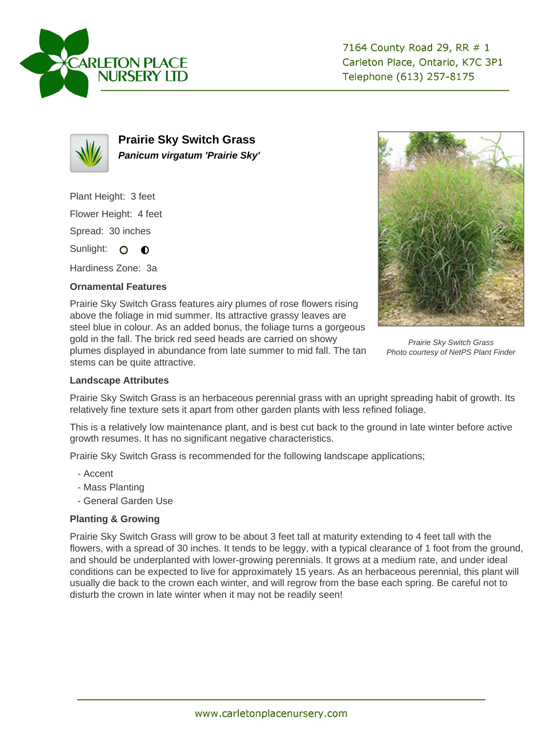CARLETON PLACE NURSERY LTD

7164 County Road 29, RR # 1
Carleton Place, Ontario, K7C 3P1
Telephone (613) 257-8175

# Prairie Sky Switch Grass

***Panicum virgatum 'Prairie Sky'***

Plant Height: 3 feet

Flower Height: 4 feet

Spread: 30 inches

Sunlight:

Hardiness Zone: 3a

### Ornamental Features

Prairie Sky Switch Grass features airy plumes of rose flowers rising above the foliage in mid summer. Its attractive grassy leaves are steel blue in colour. As an added bonus, the foliage turns a gorgeous gold in the fall. The brick red seed heads are carried on showy plumes displayed in abundance from late summer to mid fall. The tan stems can be quite attractive.

*Prairie Sky Switch Grass*
*Photo courtesy of NetPS Plant Finder*

### Landscape Attributes

Prairie Sky Switch Grass is an herbaceous perennial grass with an upright spreading habit of growth. Its relatively fine texture sets it apart from other garden plants with less refined foliage.

This is a relatively low maintenance plant, and is best cut back to the ground in late winter before active growth resumes. It has no significant negative characteristics.

Prairie Sky Switch Grass is recommended for the following landscape applications;

- Accent
- Mass Planting
- General Garden Use

### Planting & Growing

Prairie Sky Switch Grass will grow to be about 3 feet tall at maturity extending to 4 feet tall with the flowers, with a spread of 30 inches. It tends to be leggy, with a typical clearance of 1 foot from the ground, and should be underplanted with lower-growing perennials. It grows at a medium rate, and under ideal conditions can be expected to live for approximately 15 years. As an herbaceous perennial, this plant will usually die back to the crown each winter, and will regrow from the base each spring. Be careful not to disturb the crown in late winter when it may not be readily seen!

www.carletonplacenursery.com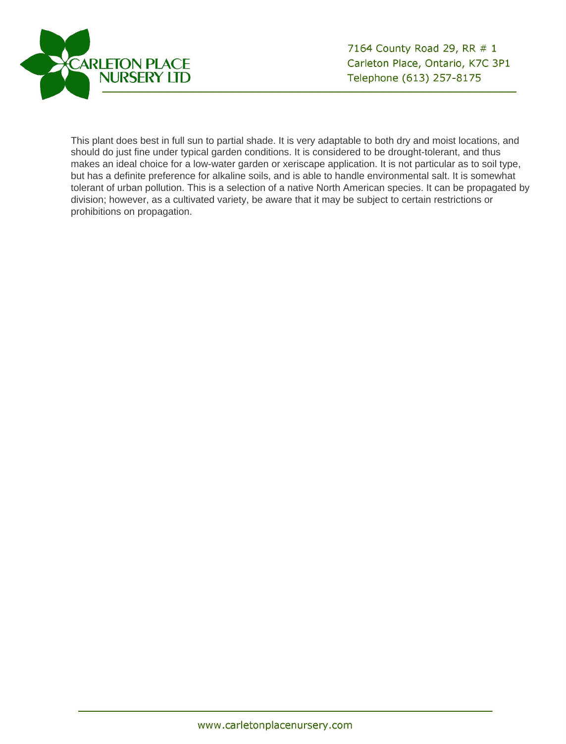This plant does best in full sun to partial shade. It is very adaptable to both dry and moist locations, and should do just fine under typical garden conditions. It is considered to be drought-tolerant, and thus makes an ideal choice for a low-water garden or xeriscape application. It is not particular as to soil type, but has a definite preference for alkaline soils, and is able to handle environmental salt. It is somewhat tolerant of urban pollution. This is a selection of a native North American species. It can be propagated by division; however, as a cultivated variety, be aware that it may be subject to certain restrictions or prohibitions on propagation.